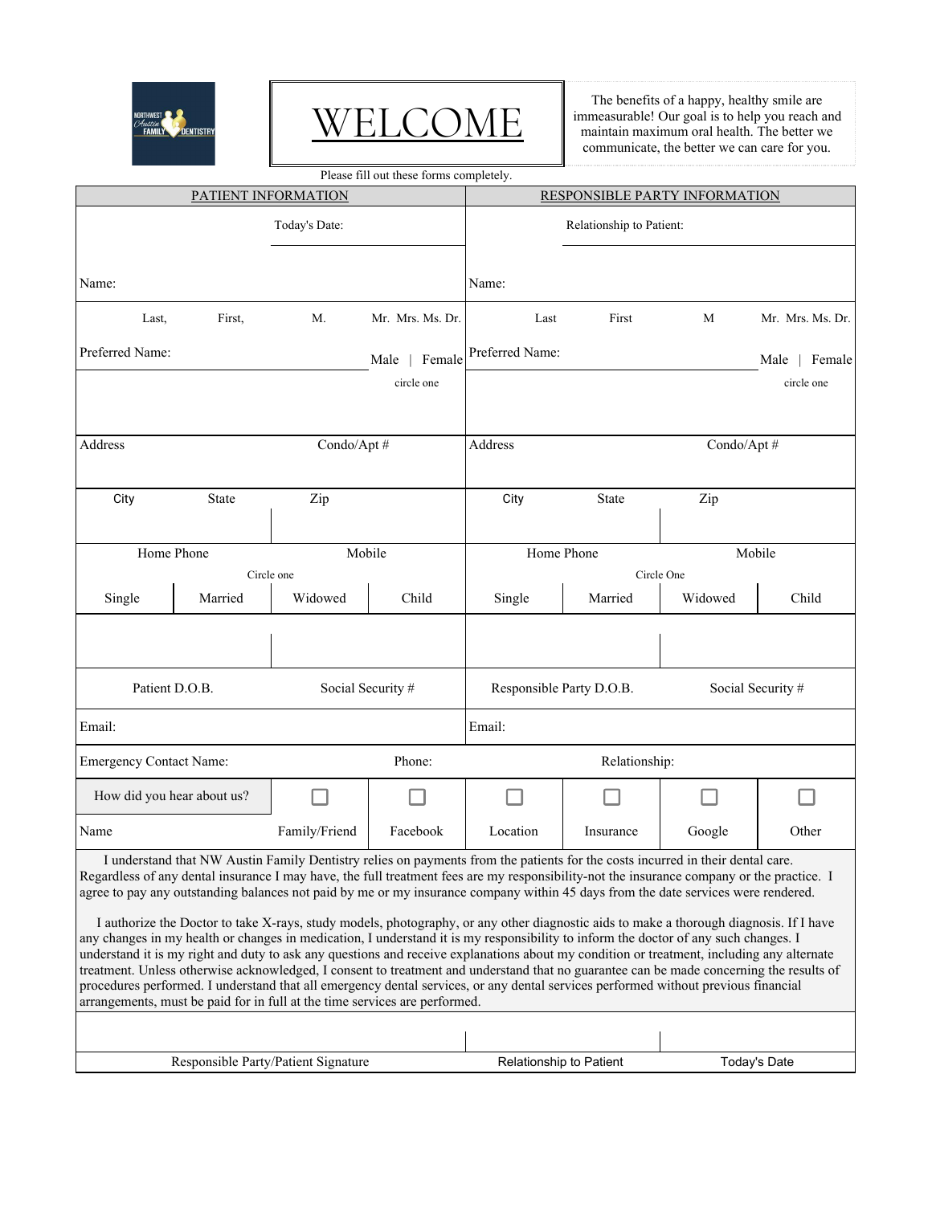# WELCOME

The benefits of a happy, healthy smile are immeasurable! Our goal is to help you reach and maintain maximum oral health. The better we communicate, the better we can care for you.

Please fill out these forms completely.

| PATIENT INFORMATION | | | | RESPONSIBLE PARTY INFORMATION | | | |
|---|---|---|---|---|---|---|---|
| | | Today's Date: | | | | Relationship to Patient: | |
| Name: | | | | Name: | | | |
| Last, | First, | M. | Mr. Mrs. Ms. Dr. | Last | First | M | Mr. Mrs. Ms. Dr. |
| Preferred Name: | | | Male \| Female (circle one) | Preferred Name: | | | Male \| Female (circle one) |
| Address | | Condo/Apt # | | Address | | Condo/Apt # | |
| City | State | Zip | | City | State | Zip | |
| Home Phone | | Mobile | | Home Phone | | Mobile | |
| Circle one | | | | Circle One | | | |
| Single | Married | Widowed | Child | Single | Married | Widowed | Child |
| | | | | | | | |
| Patient D.O.B. | | Social Security # | | Responsible Party D.O.B. | | Social Security # | |
| Email: | | | | Email: | | | |
| Emergency Contact Name: | | Phone: | | Relationship: | | | |
| How did you hear about us? | | ☐ | ☐ | ☐ | ☐ | ☐ | ☐ |
| Name | | Family/Friend | Facebook | Location | Insurance | Google | Other |

I understand that NW Austin Family Dentistry relies on payments from the patients for the costs incurred in their dental care. Regardless of any dental insurance I may have, the full treatment fees are my responsibility-not the insurance company or the practice. I agree to pay any outstanding balances not paid by me or my insurance company within 45 days from the date services were rendered.

I authorize the Doctor to take X-rays, study models, photography, or any other diagnostic aids to make a thorough diagnosis. If I have any changes in my health or changes in medication, I understand it is my responsibility to inform the doctor of any such changes. I understand it is my right and duty to ask any questions and receive explanations about my condition or treatment, including any alternate treatment. Unless otherwise acknowledged, I consent to treatment and understand that no guarantee can be made concerning the results of procedures performed. I understand that all emergency dental services, or any dental services performed without previous financial arrangements, must be paid for in full at the time services are performed.

| Responsible Party/Patient Signature | Relationship to Patient | Today's Date |
|---|---|---|
| | | |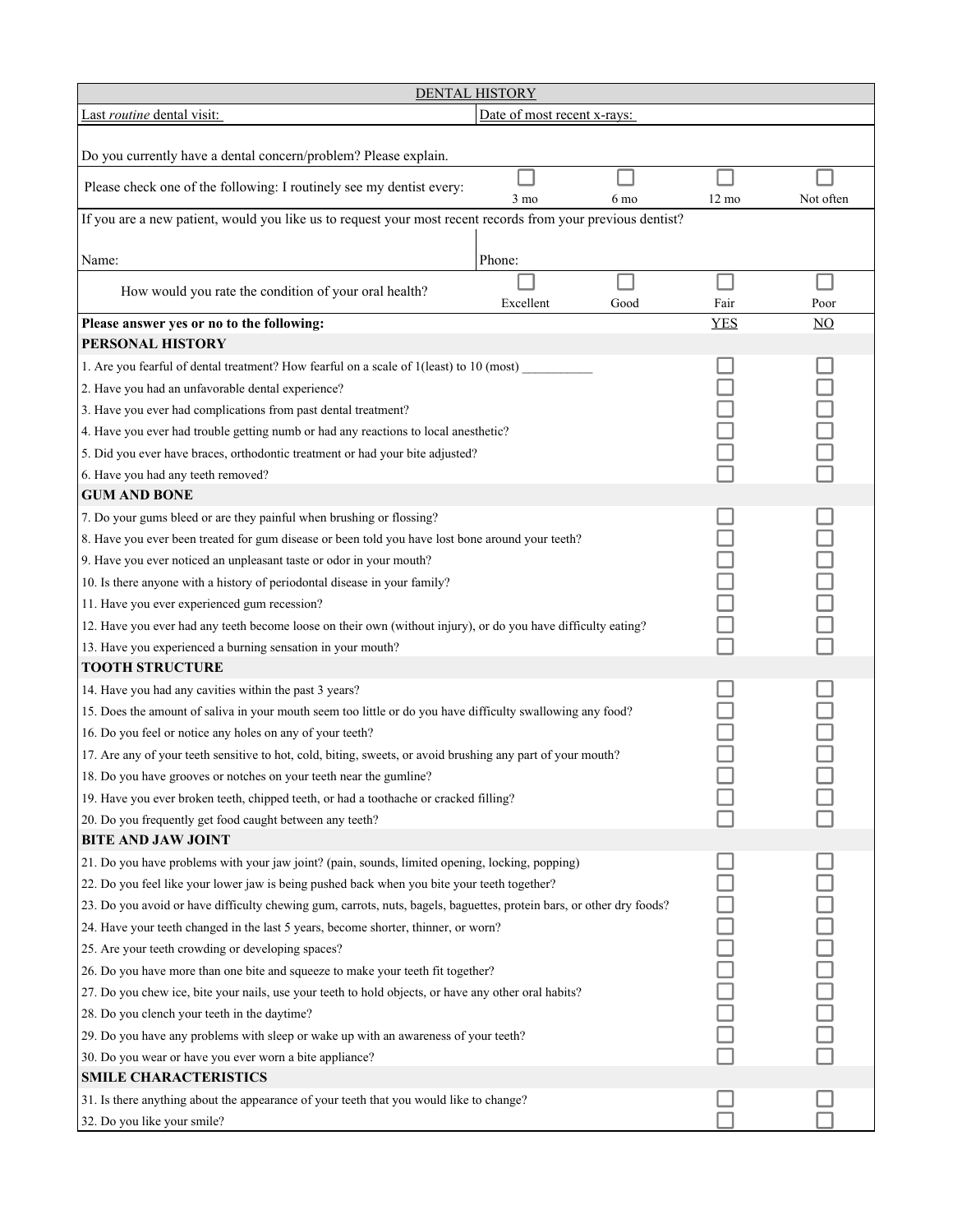## DENTAL HISTORY

| Last *routine* dental visit: | Date of most recent x-rays: |
|---|---|

Do you currently have a dental concern/problem? Please explain.

| Please check one of the following: I routinely see my dentist every: | ☐ 3 mo | ☐ 6 mo | ☐ 12 mo | ☐ Not often |
|---|---|---|---|---|

If you are a new patient, would you like us to request your most recent records from your previous dentist?

| Name: | Phone: |
|---|---|

| How would you rate the condition of your oral health? | ☐ Excellent | ☐ Good | ☐ Fair | ☐ Poor |
|---|---|---|---|---|

| **Please answer yes or no to the following:** | YES | NO |
|---|---|---|
| **PERSONAL HISTORY** | | |
| 1. Are you fearful of dental treatment? How fearful on a scale of 1(least) to 10 (most) ___________ | ☐ | ☐ |
| 2. Have you had an unfavorable dental experience? | ☐ | ☐ |
| 3. Have you ever had complications from past dental treatment? | ☐ | ☐ |
| 4. Have you ever had trouble getting numb or had any reactions to local anesthetic? | ☐ | ☐ |
| 5. Did you ever have braces, orthodontic treatment or had your bite adjusted? | ☐ | ☐ |
| 6. Have you had any teeth removed? | ☐ | ☐ |
| **GUM AND BONE** | | |
| 7. Do your gums bleed or are they painful when brushing or flossing? | ☐ | ☐ |
| 8. Have you ever been treated for gum disease or been told you have lost bone around your teeth? | ☐ | ☐ |
| 9. Have you ever noticed an unpleasant taste or odor in your mouth? | ☐ | ☐ |
| 10. Is there anyone with a history of periodontal disease in your family? | ☐ | ☐ |
| 11. Have you ever experienced gum recession? | ☐ | ☐ |
| 12. Have you ever had any teeth become loose on their own (without injury), or do you have difficulty eating? | ☐ | ☐ |
| 13. Have you experienced a burning sensation in your mouth? | ☐ | ☐ |
| **TOOTH STRUCTURE** | | |
| 14. Have you had any cavities within the past 3 years? | ☐ | ☐ |
| 15. Does the amount of saliva in your mouth seem too little or do you have difficulty swallowing any food? | ☐ | ☐ |
| 16. Do you feel or notice any holes on any of your teeth? | ☐ | ☐ |
| 17. Are any of your teeth sensitive to hot, cold, biting, sweets, or avoid brushing any part of your mouth? | ☐ | ☐ |
| 18. Do you have grooves or notches on your teeth near the gumline? | ☐ | ☐ |
| 19. Have you ever broken teeth, chipped teeth, or had a toothache or cracked filling? | ☐ | ☐ |
| 20. Do you frequently get food caught between any teeth? | ☐ | ☐ |
| **BITE AND JAW JOINT** | | |
| 21. Do you have problems with your jaw joint? (pain, sounds, limited opening, locking, popping) | ☐ | ☐ |
| 22. Do you feel like your lower jaw is being pushed back when you bite your teeth together? | ☐ | ☐ |
| 23. Do you avoid or have difficulty chewing gum, carrots, nuts, bagels, baguettes, protein bars, or other dry foods? | ☐ | ☐ |
| 24. Have your teeth changed in the last 5 years, become shorter, thinner, or worn? | ☐ | ☐ |
| 25. Are your teeth crowding or developing spaces? | ☐ | ☐ |
| 26. Do you have more than one bite and squeeze to make your teeth fit together? | ☐ | ☐ |
| 27. Do you chew ice, bite your nails, use your teeth to hold objects, or have any other oral habits? | ☐ | ☐ |
| 28. Do you clench your teeth in the daytime? | ☐ | ☐ |
| 29. Do you have any problems with sleep or wake up with an awareness of your teeth? | ☐ | ☐ |
| 30. Do you wear or have you ever worn a bite appliance? | ☐ | ☐ |
| **SMILE CHARACTERISTICS** | | |
| 31. Is there anything about the appearance of your teeth that you would like to change? | ☐ | ☐ |
| 32. Do you like your smile? | ☐ | ☐ |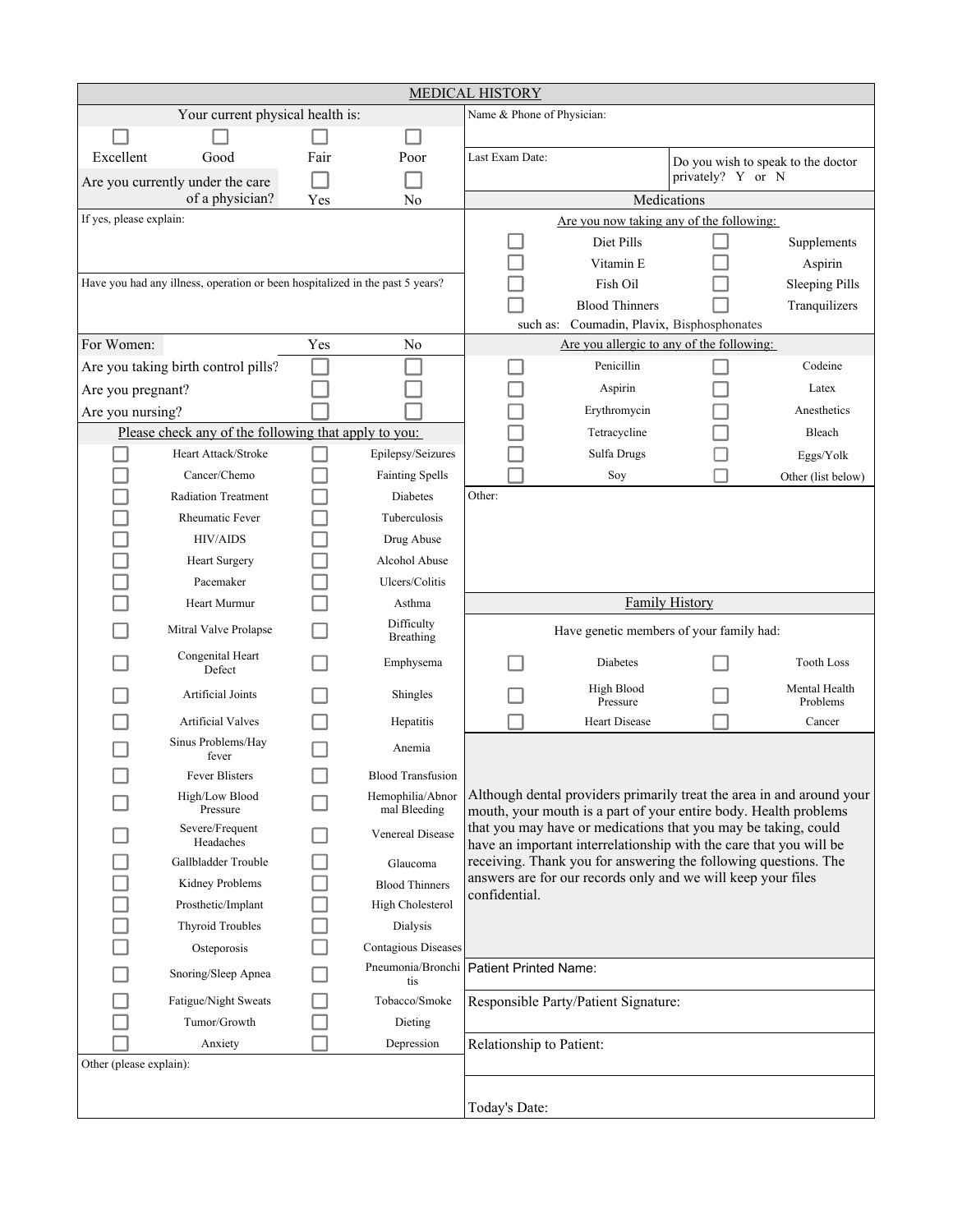# MEDICAL HISTORY

**Your current physical health is:**

☐ Excellent ☐ Good ☐ Fair ☐ Poor

Are you currently under the care of a physician? ☐ Yes ☐ No

If yes, please explain:

Have you had any illness, operation or been hospitalized in the past 5 years?

Name & Phone of Physician:

Last Exam Date:

Do you wish to speak to the doctor privately? Y or N

## For Women:

| For Women: | Yes | No |
| --- | --- | --- |
| Are you taking birth control pills? | ☐ | ☐ |
| Are you pregnant? | ☐ | ☐ |
| Are you nursing? | ☐ | ☐ |

## Medications

Are you now taking any of the following:

| | | | |
| --- | --- | --- | --- |
| ☐ | Diet Pills | ☐ | Supplements |
| ☐ | Vitamin E | ☐ | Aspirin |
| ☐ | Fish Oil | ☐ | Sleeping Pills |
| ☐ | Blood Thinners | ☐ | Tranquilizers |

such as: Coumadin, Plavix, Bisphosphonates

Are you allergic to any of the following:

| | | | |
| --- | --- | --- | --- |
| ☐ | Penicillin | ☐ | Codeine |
| ☐ | Aspirin | ☐ | Latex |
| ☐ | Erythromycin | ☐ | Anesthetics |
| ☐ | Tetracycline | ☐ | Bleach |
| ☐ | Sulfa Drugs | ☐ | Eggs/Yolk |
| ☐ | Soy | ☐ | Other (list below) |

Other:

## Please check any of the following that apply to you:

| | | | |
| --- | --- | --- | --- |
| ☐ | Heart Attack/Stroke | ☐ | Epilepsy/Seizures |
| ☐ | Cancer/Chemo | ☐ | Fainting Spells |
| ☐ | Radiation Treatment | ☐ | Diabetes |
| ☐ | Rheumatic Fever | ☐ | Tuberculosis |
| ☐ | HIV/AIDS | ☐ | Drug Abuse |
| ☐ | Heart Surgery | ☐ | Alcohol Abuse |
| ☐ | Pacemaker | ☐ | Ulcers/Colitis |
| ☐ | Heart Murmur | ☐ | Asthma |
| ☐ | Mitral Valve Prolapse | ☐ | Difficulty Breathing |
| ☐ | Congenital Heart Defect | ☐ | Emphysema |
| ☐ | Artificial Joints | ☐ | Shingles |
| ☐ | Artificial Valves | ☐ | Hepatitis |
| ☐ | Sinus Problems/Hay fever | ☐ | Anemia |
| ☐ | Fever Blisters | ☐ | Blood Transfusion |
| ☐ | High/Low Blood Pressure | ☐ | Hemophilia/Abnormal Bleeding |
| ☐ | Severe/Frequent Headaches | ☐ | Venereal Disease |
| ☐ | Gallbladder Trouble | ☐ | Glaucoma |
| ☐ | Kidney Problems | ☐ | Blood Thinners |
| ☐ | Prosthetic/Implant | ☐ | High Cholesterol |
| ☐ | Thyroid Troubles | ☐ | Dialysis |
| ☐ | Osteoporosis | ☐ | Contagious Diseases |
| ☐ | Snoring/Sleep Apnea | ☐ | Pneumonia/Bronchitis |
| ☐ | Fatigue/Night Sweats | ☐ | Tobacco/Smoke |
| ☐ | Tumor/Growth | ☐ | Dieting |
| ☐ | Anxiety | ☐ | Depression |

Other (please explain):

## Family History

Have genetic members of your family had:

| | | | |
| --- | --- | --- | --- |
| ☐ | Diabetes | ☐ | Tooth Loss |
| ☐ | High Blood Pressure | ☐ | Mental Health Problems |
| ☐ | Heart Disease | ☐ | Cancer |

Although dental providers primarily treat the area in and around your mouth, your mouth is a part of your entire body. Health problems that you may have or medications that you may be taking, could have an important interrelationship with the care that you will be receiving. Thank you for answering the following questions. The answers are for our records only and we will keep your files confidential.

Patient Printed Name:

Responsible Party/Patient Signature:

Relationship to Patient:

Today's Date: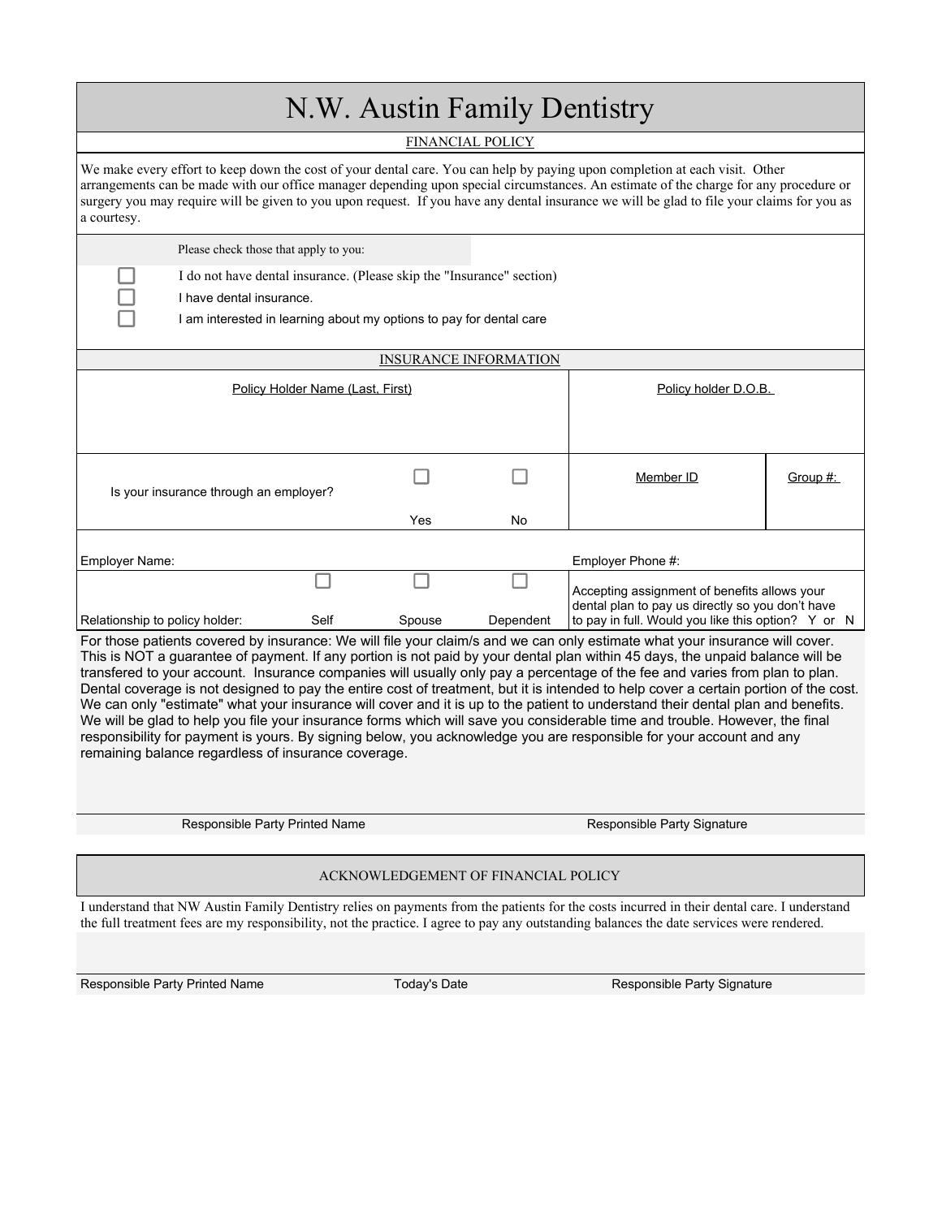# N.W. Austin Family Dentistry

## FINANCIAL POLICY

We make every effort to keep down the cost of your dental care. You can help by paying upon completion at each visit. Other arrangements can be made with our office manager depending upon special circumstances. An estimate of the charge for any procedure or surgery you may require will be given to you upon request. If you have any dental insurance we will be glad to file your claims for you as a courtesy.

Please check those that apply to you:

- ☐ I do not have dental insurance. (Please skip the "Insurance" section)
- ☐ I have dental insurance.
- ☐ I am interested in learning about my options to pay for dental care

## INSURANCE INFORMATION

| | | | | |
|---|---|---|---|---|
| Policy Holder Name (Last, First) | | | Policy holder D.O.B. | |
| Is your insurance through an employer? | ☐ Yes | ☐ No | Member ID | Group #: |
| Employer Name: | | | Employer Phone #: | |
| Relationship to policy holder: | ☐ Self | ☐ Spouse | ☐ Dependent | Accepting assignment of benefits allows your dental plan to pay us directly so you don't have to pay in full. Would you like this option? Y or N |

For those patients covered by insurance: We will file your claim/s and we can only estimate what your insurance will cover. This is NOT a guarantee of payment. If any portion is not paid by your dental plan within 45 days, the unpaid balance will be transfered to your account. Insurance companies will usually only pay a percentage of the fee and varies from plan to plan. Dental coverage is not designed to pay the entire cost of treatment, but it is intended to help cover a certain portion of the cost. We can only "estimate" what your insurance will cover and it is up to the patient to understand their dental plan and benefits. We will be glad to help you file your insurance forms which will save you considerable time and trouble. However, the final responsibility for payment is yours. By signing below, you acknowledge you are responsible for your account and any remaining balance regardless of insurance coverage.

Responsible Party Printed Name          Responsible Party Signature

## ACKNOWLEDGEMENT OF FINANCIAL POLICY

I understand that NW Austin Family Dentistry relies on payments from the patients for the costs incurred in their dental care. I understand the full treatment fees are my responsibility, not the practice. I agree to pay any outstanding balances the date services were rendered.

Responsible Party Printed Name          Today's Date          Responsible Party Signature